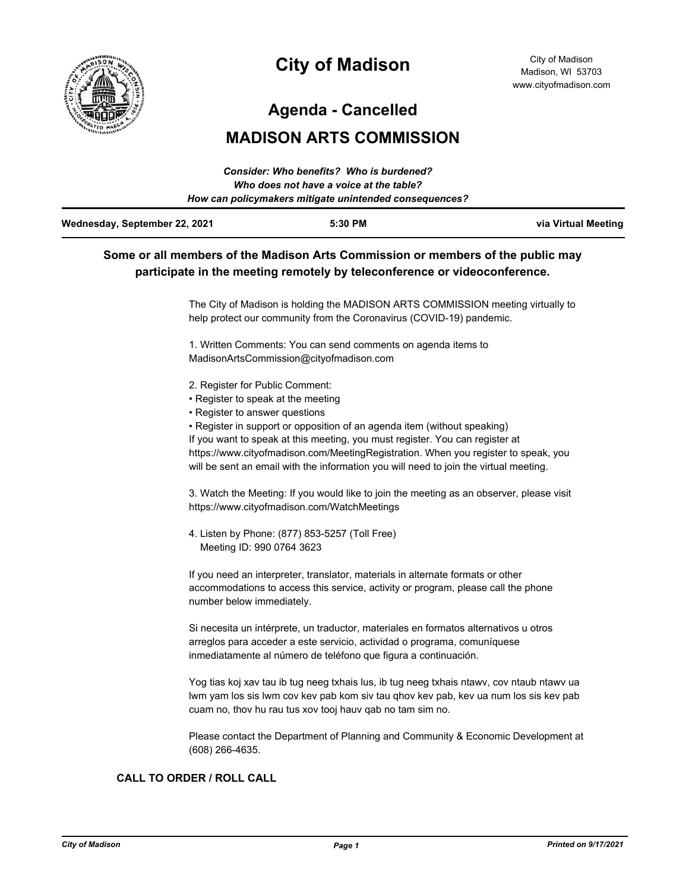# City of Madison

City of Madison
Madison, WI 53703
www.cityofmadison.com

## Agenda - Cancelled

## MADISON ARTS COMMISSION

***Consider: Who benefits? Who is burdened?***
***Who does not have a voice at the table?***
***How can policymakers mitigate unintended consequences?***

| Wednesday, September 22, 2021 | 5:30 PM | via Virtual Meeting |
|---|---|---|

**Some or all members of the Madison Arts Commission or members of the public may participate in the meeting remotely by teleconference or videoconference.**

The City of Madison is holding the MADISON ARTS COMMISSION meeting virtually to help protect our community from the Coronavirus (COVID-19) pandemic.

1. Written Comments: You can send comments on agenda items to MadisonArtsCommission@cityofmadison.com

2. Register for Public Comment:
- Register to speak at the meeting
- Register to answer questions
- Register in support or opposition of an agenda item (without speaking)

If you want to speak at this meeting, you must register. You can register at https://www.cityofmadison.com/MeetingRegistration. When you register to speak, you will be sent an email with the information you will need to join the virtual meeting.

3. Watch the Meeting: If you would like to join the meeting as an observer, please visit https://www.cityofmadison.com/WatchMeetings

4. Listen by Phone: (877) 853-5257 (Toll Free)
   Meeting ID: 990 0764 3623

If you need an interpreter, translator, materials in alternate formats or other accommodations to access this service, activity or program, please call the phone number below immediately.

Si necesita un intérprete, un traductor, materiales en formatos alternativos u otros arreglos para acceder a este servicio, actividad o programa, comuníquese inmediatamente al número de teléfono que figura a continuación.

Yog tias koj xav tau ib tug neeg txhais lus, ib tug neeg txhais ntawv, cov ntaub ntawv ua lwm yam los sis lwm cov kev pab kom siv tau qhov kev pab, kev ua num los sis kev pab cuam no, thov hu rau tus xov tooj hauv qab no tam sim no.

Please contact the Department of Planning and Community & Economic Development at (608) 266-4635.

### CALL TO ORDER / ROLL CALL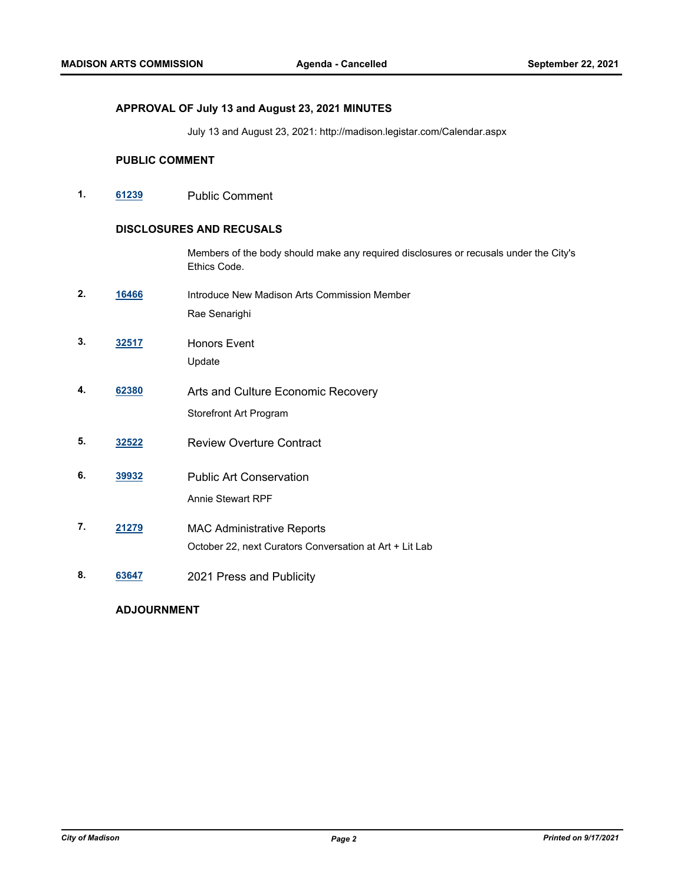## APPROVAL OF July 13 and August 23, 2021 MINUTES

July 13 and August 23, 2021: http://madison.legistar.com/Calendar.aspx

## PUBLIC COMMENT

1. **61239** Public Comment

## DISCLOSURES AND RECUSALS

Members of the body should make any required disclosures or recusals under the City's Ethics Code.

2. **16466** Introduce New Madison Arts Commission Member

   Rae Senarighi

3. **32517** Honors Event

   Update

4. **62380** Arts and Culture Economic Recovery

   Storefront Art Program

5. **32522** Review Overture Contract

6. **39932** Public Art Conservation

   Annie Stewart RPF

7. **21279** MAC Administrative Reports

   October 22, next Curators Conversation at Art + Lit Lab

8. **63647** 2021 Press and Publicity

## ADJOURNMENT